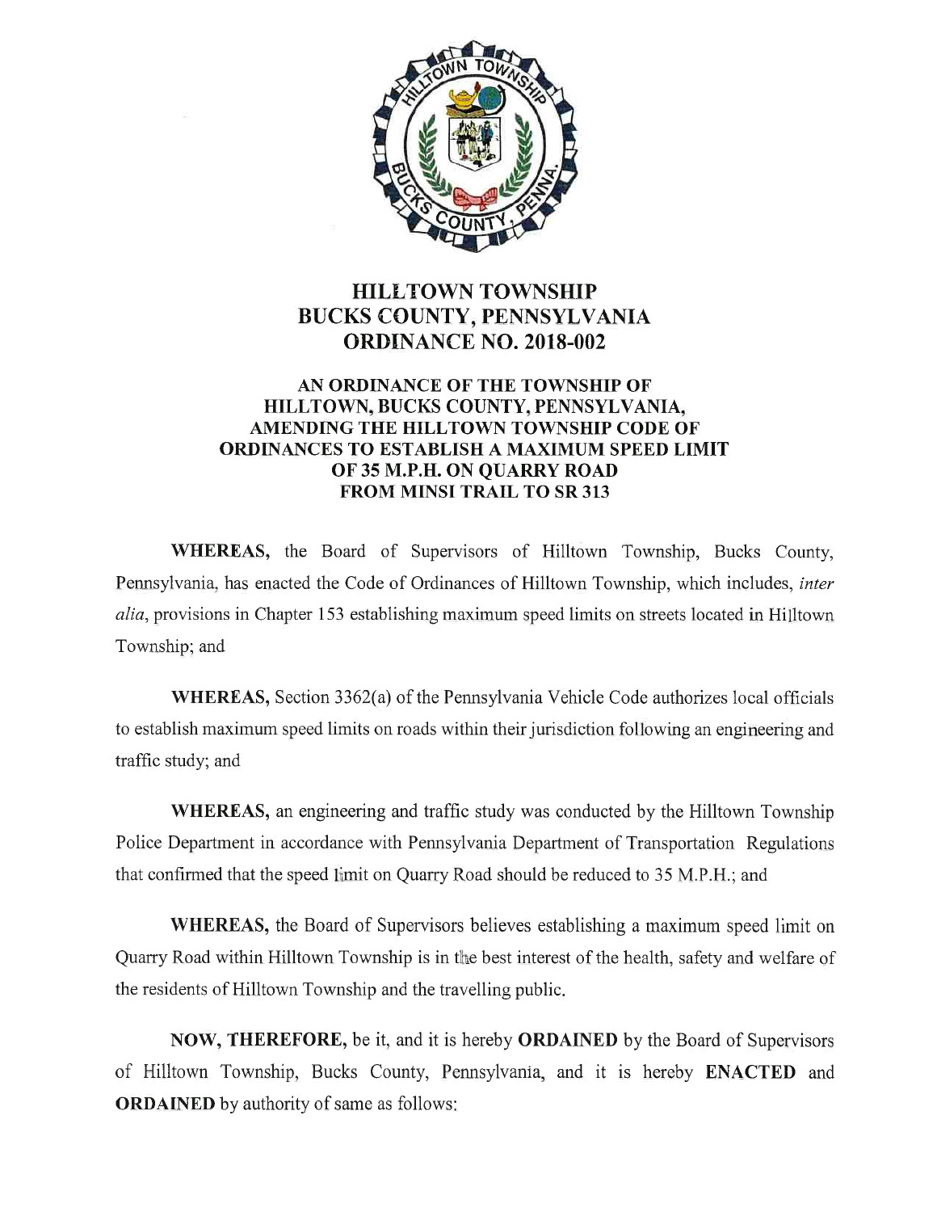# HILLTOWN TOWNSHIP
# BUCKS COUNTY, PENNSYLVANIA
# ORDINANCE NO. 2018-002

## AN ORDINANCE OF THE TOWNSHIP OF HILLTOWN, BUCKS COUNTY, PENNSYLVANIA, AMENDING THE HILLTOWN TOWNSHIP CODE OF ORDINANCES TO ESTABLISH A MAXIMUM SPEED LIMIT OF 35 M.P.H. ON QUARRY ROAD FROM MINSI TRAIL TO SR 313

**WHEREAS,** the Board of Supervisors of Hilltown Township, Bucks County, Pennsylvania, has enacted the Code of Ordinances of Hilltown Township, which includes, *inter alia*, provisions in Chapter 153 establishing maximum speed limits on streets located in Hilltown Township; and

**WHEREAS,** Section 3362(a) of the Pennsylvania Vehicle Code authorizes local officials to establish maximum speed limits on roads within their jurisdiction following an engineering and traffic study; and

**WHEREAS,** an engineering and traffic study was conducted by the Hilltown Township Police Department in accordance with Pennsylvania Department of Transportation Regulations that confirmed that the speed limit on Quarry Road should be reduced to 35 M.P.H.; and

**WHEREAS,** the Board of Supervisors believes establishing a maximum speed limit on Quarry Road within Hilltown Township is in the best interest of the health, safety and welfare of the residents of Hilltown Township and the travelling public.

**NOW, THEREFORE,** be it, and it is hereby **ORDAINED** by the Board of Supervisors of Hilltown Township, Bucks County, Pennsylvania, and it is hereby **ENACTED** and **ORDAINED** by authority of same as follows: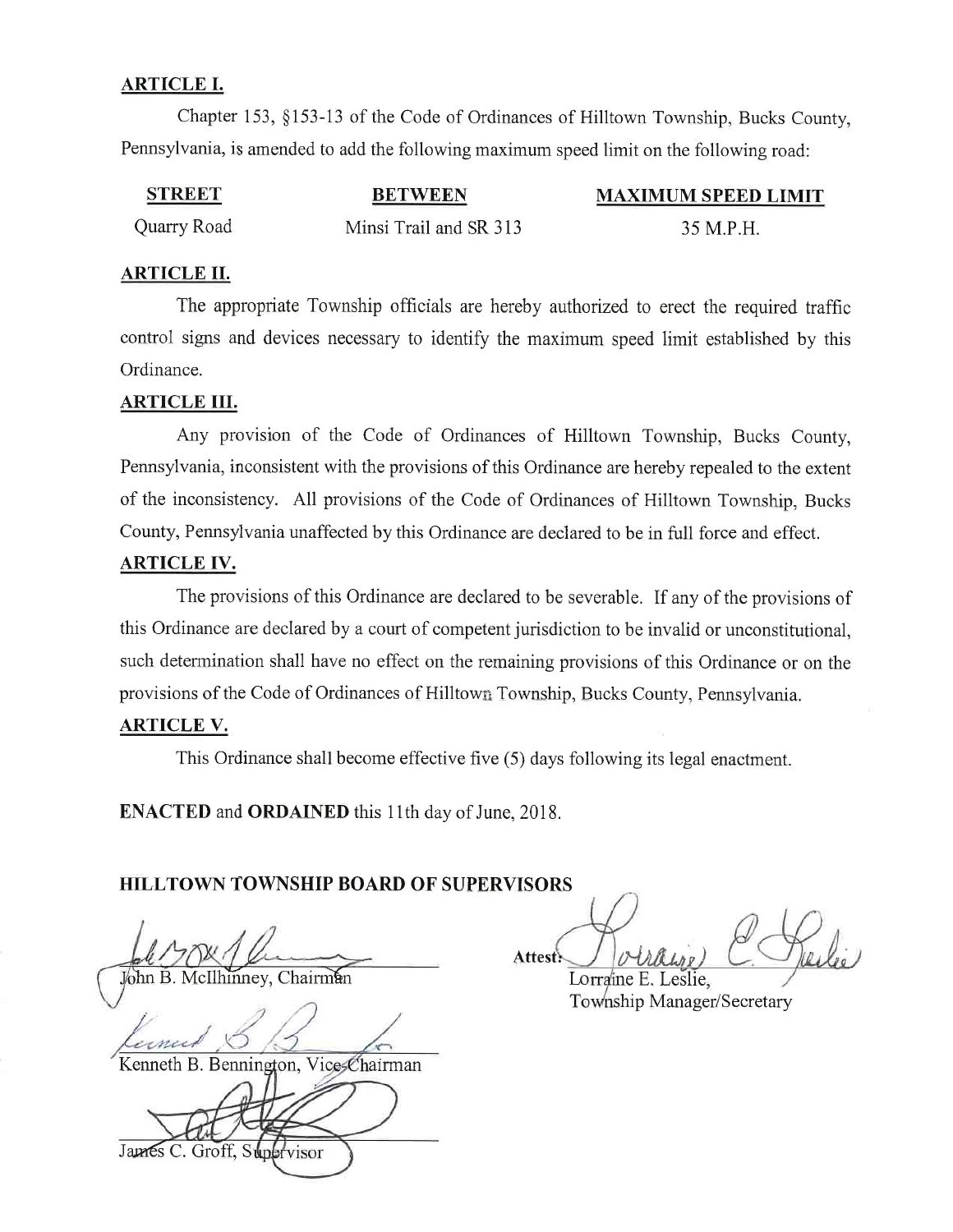**ARTICLE I.**

Chapter 153, §153-13 of the Code of Ordinances of Hilltown Township, Bucks County, Pennsylvania, is amended to add the following maximum speed limit on the following road:

| STREET | BETWEEN | MAXIMUM SPEED LIMIT |
|---|---|---|
| Quarry Road | Minsi Trail and SR 313 | 35 M.P.H. |

**ARTICLE II.**

The appropriate Township officials are hereby authorized to erect the required traffic control signs and devices necessary to identify the maximum speed limit established by this Ordinance.

**ARTICLE III.**

Any provision of the Code of Ordinances of Hilltown Township, Bucks County, Pennsylvania, inconsistent with the provisions of this Ordinance are hereby repealed to the extent of the inconsistency. All provisions of the Code of Ordinances of Hilltown Township, Bucks County, Pennsylvania unaffected by this Ordinance are declared to be in full force and effect.

**ARTICLE IV.**

The provisions of this Ordinance are declared to be severable. If any of the provisions of this Ordinance are declared by a court of competent jurisdiction to be invalid or unconstitutional, such determination shall have no effect on the remaining provisions of this Ordinance or on the provisions of the Code of Ordinances of Hilltown Township, Bucks County, Pennsylvania.

**ARTICLE V.**

This Ordinance shall become effective five (5) days following its legal enactment.

**ENACTED** and **ORDAINED** this 11th day of June, 2018.

**HILLTOWN TOWNSHIP BOARD OF SUPERVISORS**

John B. McIlhinney, Chairman

Kenneth B. Bennington, Vice-Chairman

James C. Groff, Supervisor

Attest:

Lorraine E. Leslie,
Township Manager/Secretary